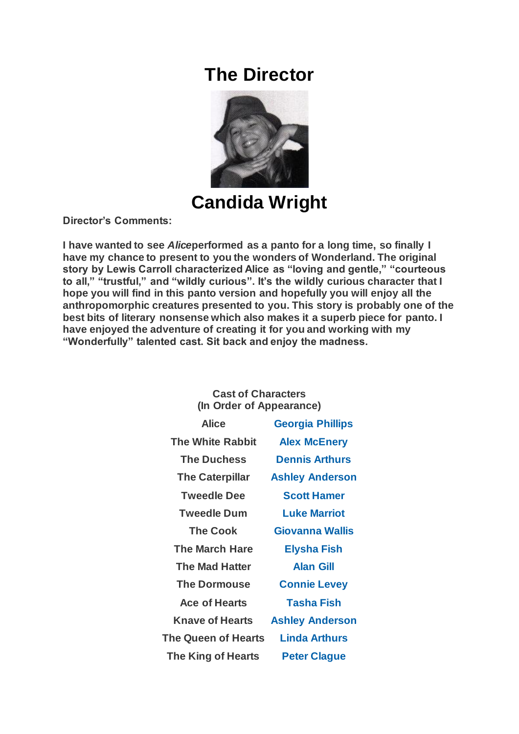# The Director

## Candida Wright

**Director's Comments:**

**I have wanted to see *Alice*performed as a panto for a long time, so finally I have my chance to present to you the wonders of Wonderland. The original story by Lewis Carroll characterized Alice as "loving and gentle," "courteous to all," "trustful," and "wildly curious". It's the wildly curious character that I hope you will find in this panto version and hopefully you will enjoy all the anthropomorphic creatures presented to you. This story is probably one of the best bits of literary nonsense which also makes it a superb piece for panto. I have enjoyed the adventure of creating it for you and working with my "Wonderfully" talented cast. Sit back and enjoy the madness.**

**Cast of Characters**
**(In Order of Appearance)**

| Character | Cast |
| --- | --- |
| Alice | Georgia Phillips |
| The White Rabbit | Alex McEnery |
| The Duchess | Dennis Arthurs |
| The Caterpillar | Ashley Anderson |
| Tweedle Dee | Scott Hamer |
| Tweedle Dum | Luke Marriot |
| The Cook | Giovanna Wallis |
| The March Hare | Elysha Fish |
| The Mad Hatter | Alan Gill |
| The Dormouse | Connie Levey |
| Ace of Hearts | Tasha Fish |
| Knave of Hearts | Ashley Anderson |
| The Queen of Hearts | Linda Arthurs |
| The King of Hearts | Peter Clague |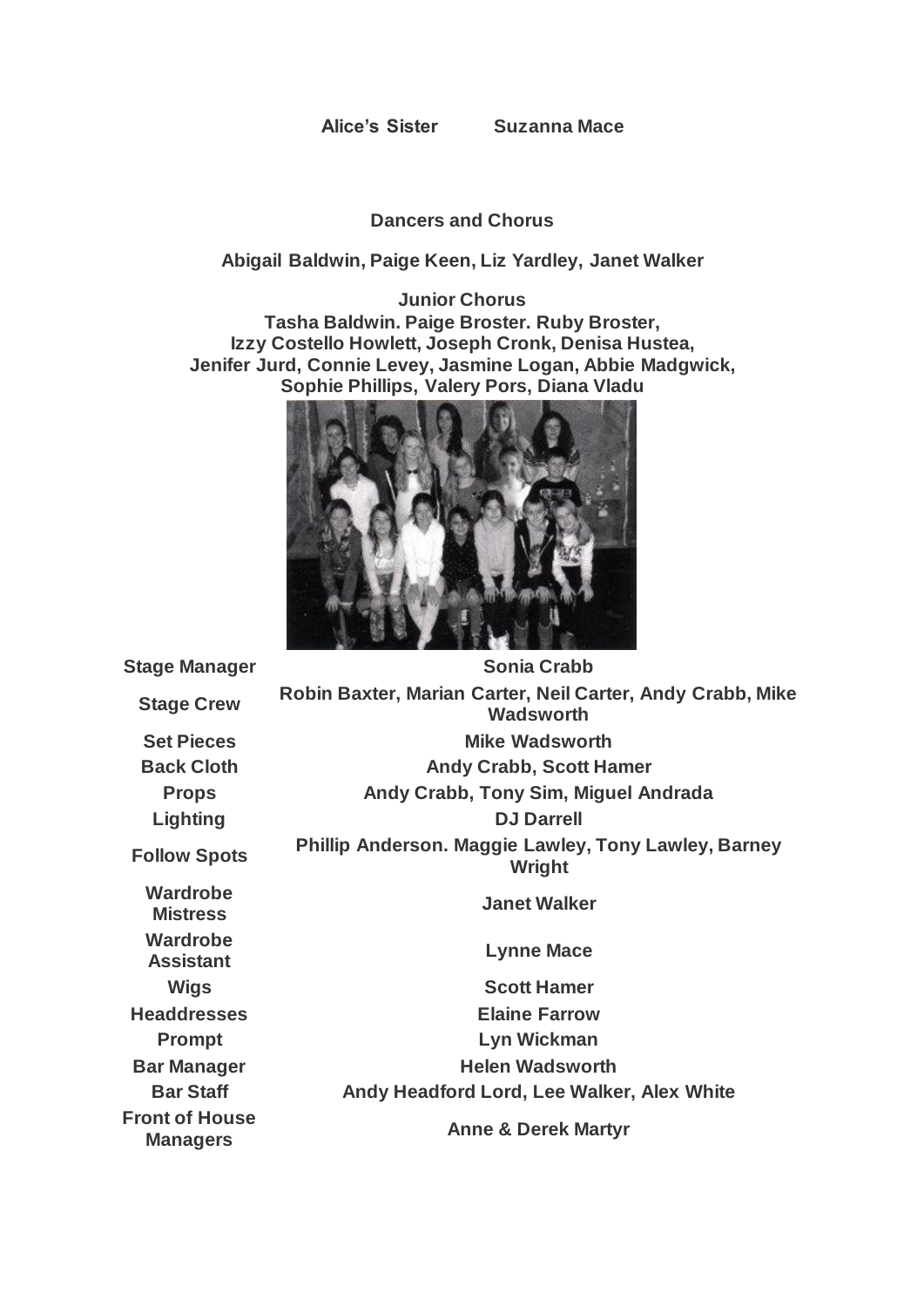**Alice's Sister** **Suzanna Mace**

**Dancers and Chorus**

**Abigail Baldwin, Paige Keen, Liz Yardley, Janet Walker**

**Junior Chorus**
**Tasha Baldwin. Paige Broster. Ruby Broster, Izzy Costello Howlett, Joseph Cronk, Denisa Hustea, Jenifer Jurd, Connie Levey, Jasmine Logan, Abbie Madgwick, Sophie Phillips, Valery Pors, Diana Vladu**

| | |
|---|---|
| **Stage Manager** | **Sonia Crabb** |
| **Stage Crew** | **Robin Baxter, Marian Carter, Neil Carter, Andy Crabb, Mike Wadsworth** |
| **Set Pieces** | **Mike Wadsworth** |
| **Back Cloth** | **Andy Crabb, Scott Hamer** |
| **Props** | **Andy Crabb, Tony Sim, Miguel Andrada** |
| **Lighting** | **DJ Darrell** |
| **Follow Spots** | **Phillip Anderson. Maggie Lawley, Tony Lawley, Barney Wright** |
| **Wardrobe Mistress** | **Janet Walker** |
| **Wardrobe Assistant** | **Lynne Mace** |
| **Wigs** | **Scott Hamer** |
| **Headdresses** | **Elaine Farrow** |
| **Prompt** | **Lyn Wickman** |
| **Bar Manager** | **Helen Wadsworth** |
| **Bar Staff** | **Andy Headford Lord, Lee Walker, Alex White** |
| **Front of House Managers** | **Anne & Derek Martyr** |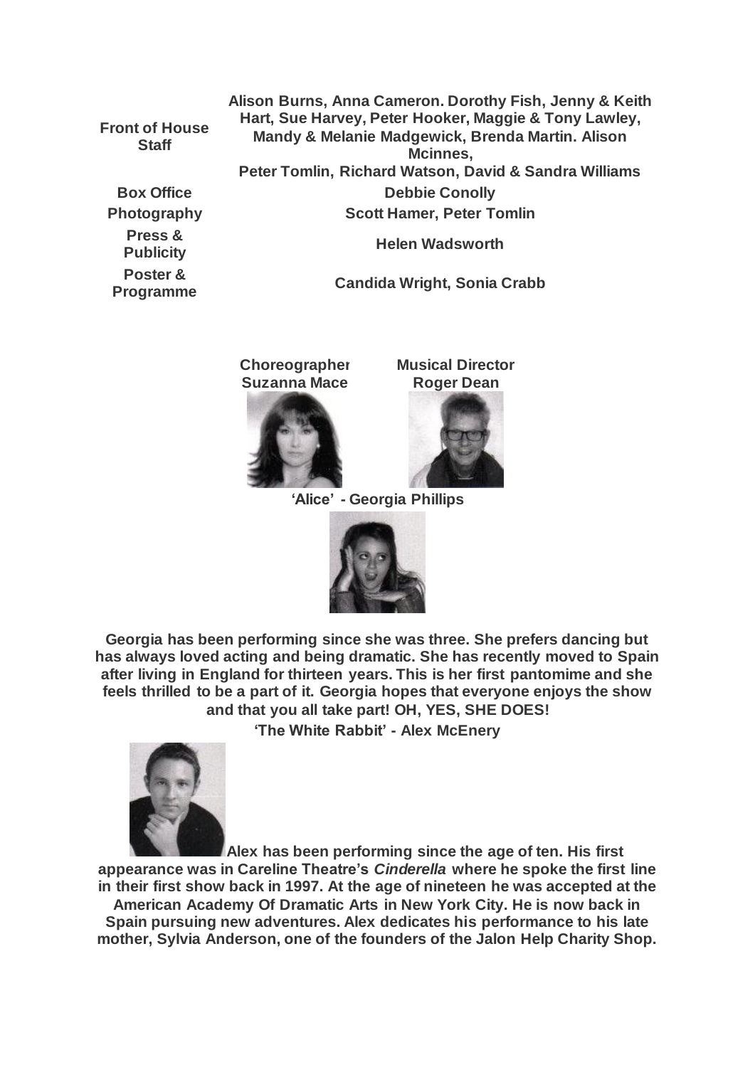| | |
|---|---|
| **Front of House Staff** | **Alison Burns, Anna Cameron. Dorothy Fish, Jenny & Keith Hart, Sue Harvey, Peter Hooker, Maggie & Tony Lawley, Mandy & Melanie Madgewick, Brenda Martin. Alison Mcinnes, Peter Tomlin, Richard Watson, David & Sandra Williams** |
| **Box Office** | **Debbie Conolly** |
| **Photography** | **Scott Hamer, Peter Tomlin** |
| **Press & Publicity** | **Helen Wadsworth** |
| **Poster & Programme** | **Candida Wright, Sonia Crabb** |

**Choreographer**
**Suzanna Mace**

**Musical Director**
**Roger Dean**

**'Alice' - Georgia Phillips**

**Georgia has been performing since she was three. She prefers dancing but has always loved acting and being dramatic. She has recently moved to Spain after living in England for thirteen years. This is her first pantomime and she feels thrilled to be a part of it. Georgia hopes that everyone enjoys the show and that you all take part! OH, YES, SHE DOES!**

**'The White Rabbit' - Alex McEnery**

**Alex has been performing since the age of ten. His first appearance was in Careline Theatre's *Cinderella* where he spoke the first line in their first show back in 1997. At the age of nineteen he was accepted at the American Academy Of Dramatic Arts in New York City. He is now back in Spain pursuing new adventures. Alex dedicates his performance to his late mother, Sylvia Anderson, one of the founders of the Jalon Help Charity Shop.**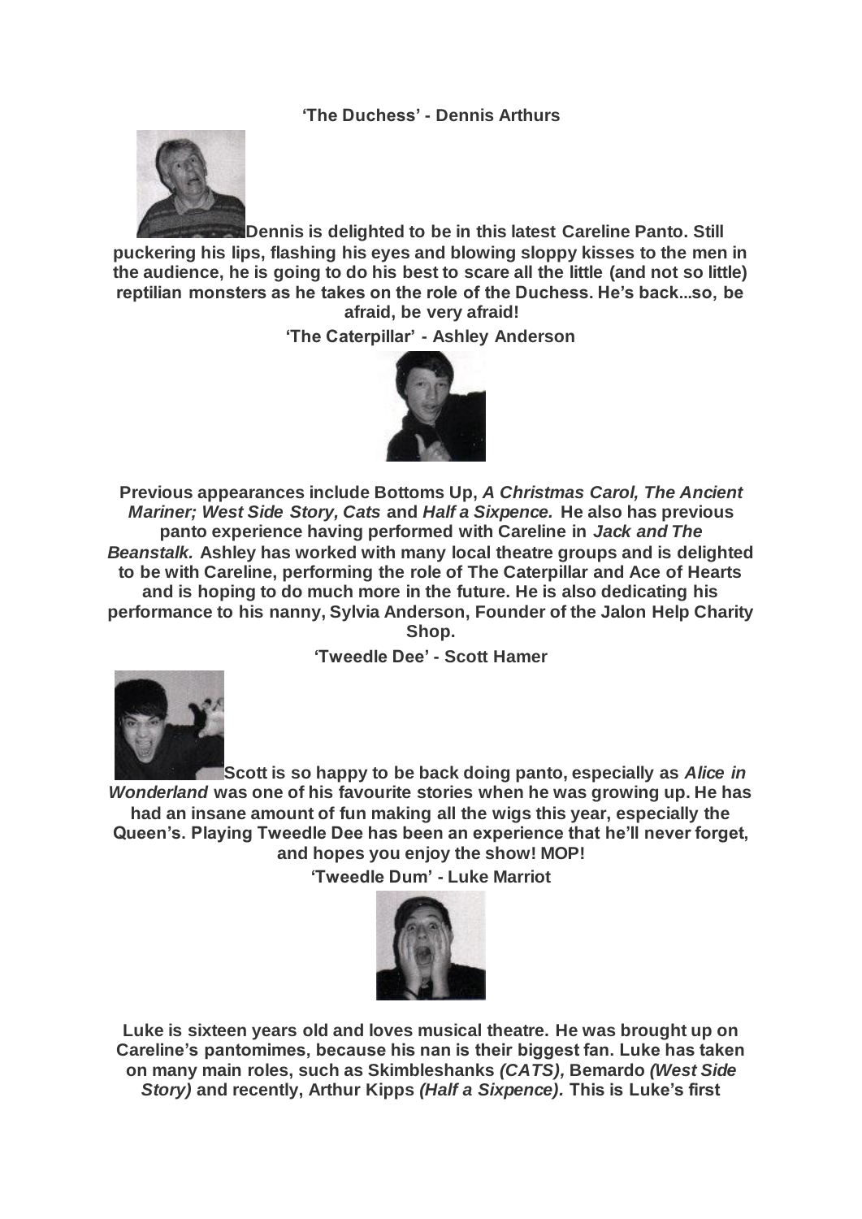**'The Duchess' - Dennis Arthurs**

**Dennis is delighted to be in this latest Careline Panto. Still puckering his lips, flashing his eyes and blowing sloppy kisses to the men in the audience, he is going to do his best to scare all the little (and not so little) reptilian monsters as he takes on the role of the Duchess. He's back...so, be afraid, be very afraid!**

**'The Caterpillar' - Ashley Anderson**

**Previous appearances include Bottoms Up, *A Christmas Carol, The Ancient Mariner; West Side Story, Cats* and *Half a Sixpence.* He also has previous panto experience having performed with Careline in *Jack and The Beanstalk.* Ashley has worked with many local theatre groups and is delighted to be with Careline, performing the role of The Caterpillar and Ace of Hearts and is hoping to do much more in the future. He is also dedicating his performance to his nanny, Sylvia Anderson, Founder of the Jalon Help Charity Shop.**

**'Tweedle Dee' - Scott Hamer**

**Scott is so happy to be back doing panto, especially as *Alice in Wonderland* was one of his favourite stories when he was growing up. He has had an insane amount of fun making all the wigs this year, especially the Queen's. Playing Tweedle Dee has been an experience that he'll never forget, and hopes you enjoy the show! MOP!**

**'Tweedle Dum' - Luke Marriot**

**Luke is sixteen years old and loves musical theatre. He was brought up on Careline's pantomimes, because his nan is their biggest fan. Luke has taken on many main roles, such as Skimbleshanks *(CATS),* Bemardo *(West Side Story)* and recently, Arthur Kipps *(Half a Sixpence).* This is Luke's first**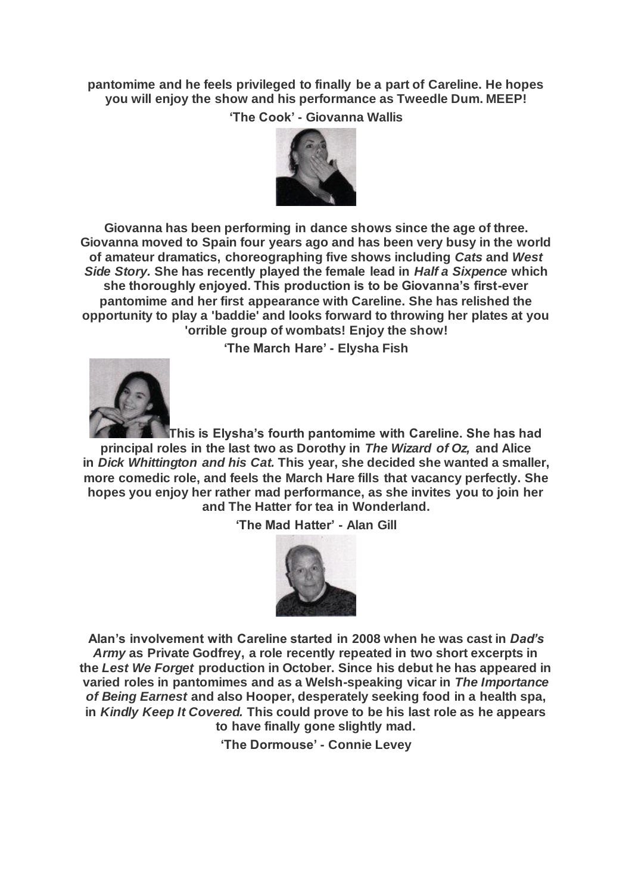**pantomime and he feels privileged to finally be a part of Careline. He hopes you will enjoy the show and his performance as Tweedle Dum. MEEP!**

**'The Cook' - Giovanna Wallis**

**Giovanna has been performing in dance shows since the age of three. Giovanna moved to Spain four years ago and has been very busy in the world of amateur dramatics, choreographing five shows including *Cats* and *West Side Story*. She has recently played the female lead in *Half a Sixpence* which she thoroughly enjoyed. This production is to be Giovanna's first-ever pantomime and her first appearance with Careline. She has relished the opportunity to play a 'baddie' and looks forward to throwing her plates at you 'orrible group of wombats! Enjoy the show!**

**'The March Hare' - Elysha Fish**

**This is Elysha's fourth pantomime with Careline. She has had principal roles in the last two as Dorothy in *The Wizard of Oz,* and Alice in *Dick Whittington and his Cat.* This year, she decided she wanted a smaller, more comedic role, and feels the March Hare fills that vacancy perfectly. She hopes you enjoy her rather mad performance, as she invites you to join her and The Hatter for tea in Wonderland.**

**'The Mad Hatter' - Alan Gill**

**Alan's involvement with Careline started in 2008 when he was cast in *Dad's Army* as Private Godfrey, a role recently repeated in two short excerpts in the *Lest We Forget* production in October. Since his debut he has appeared in varied roles in pantomimes and as a Welsh-speaking vicar in *The Importance of Being Earnest* and also Hooper, desperately seeking food in a health spa, in *Kindly Keep It Covered.* This could prove to be his last role as he appears to have finally gone slightly mad.**

**'The Dormouse' - Connie Levey**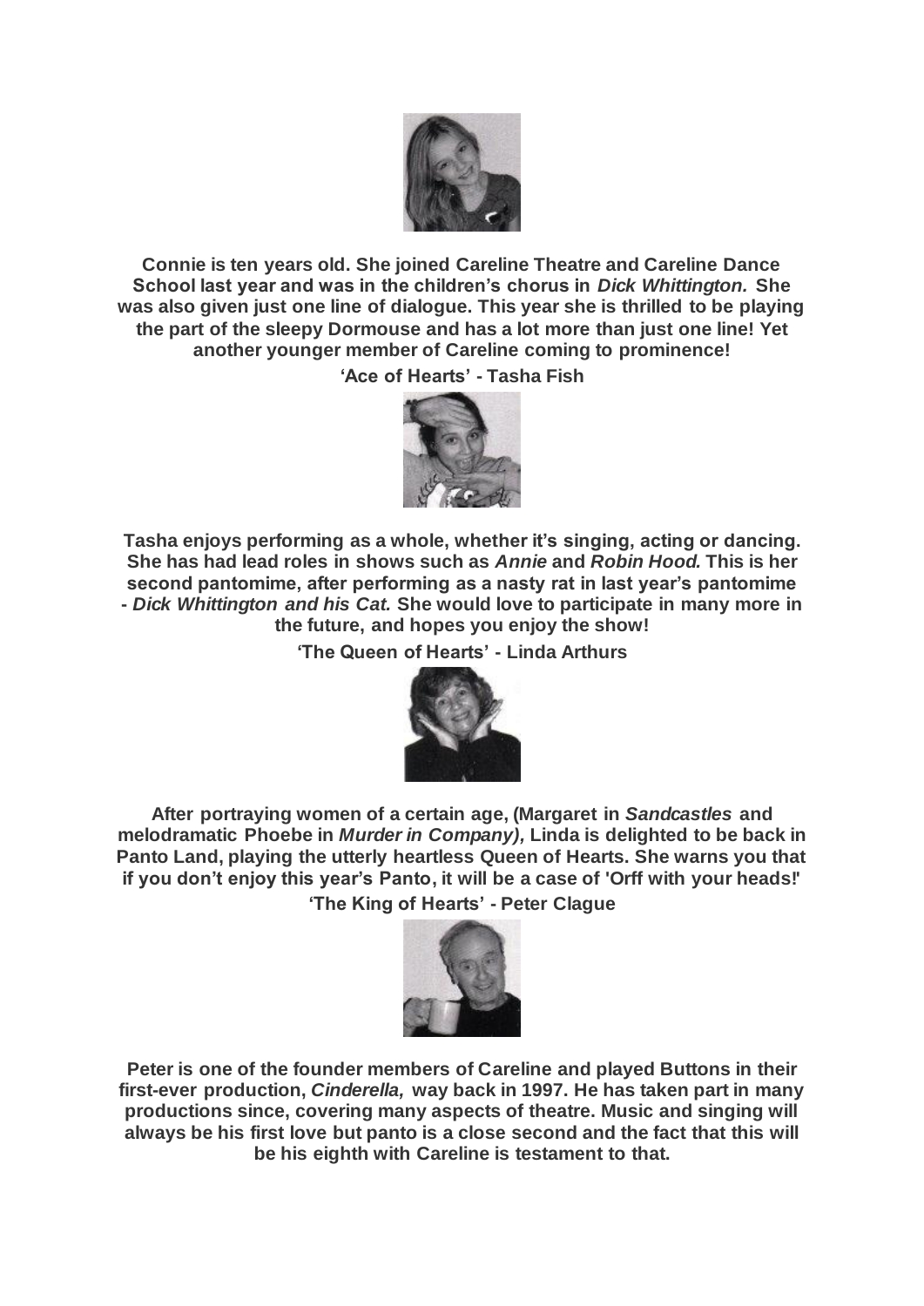**Connie is ten years old. She joined Careline Theatre and Careline Dance School last year and was in the children's chorus in *Dick Whittington.* She was also given just one line of dialogue. This year she is thrilled to be playing the part of the sleepy Dormouse and has a lot more than just one line! Yet another younger member of Careline coming to prominence!**

**'Ace of Hearts' - Tasha Fish**

**Tasha enjoys performing as a whole, whether it's singing, acting or dancing. She has had lead roles in shows such as *Annie* and *Robin Hood.* This is her second pantomime, after performing as a nasty rat in last year's pantomime - *Dick Whittington and his Cat.* She would love to participate in many more in the future, and hopes you enjoy the show!**

**'The Queen of Hearts' - Linda Arthurs**

**After portraying women of a certain age, (Margaret in *Sandcastles* and melodramatic Phoebe in *Murder in Company),* Linda is delighted to be back in Panto Land, playing the utterly heartless Queen of Hearts. She warns you that if you don't enjoy this year's Panto, it will be a case of 'Orff with your heads!'**

**'The King of Hearts' - Peter Clague**

**Peter is one of the founder members of Careline and played Buttons in their first-ever production, *Cinderella,* way back in 1997. He has taken part in many productions since, covering many aspects of theatre. Music and singing will always be his first love but panto is a close second and the fact that this will be his eighth with Careline is testament to that.**